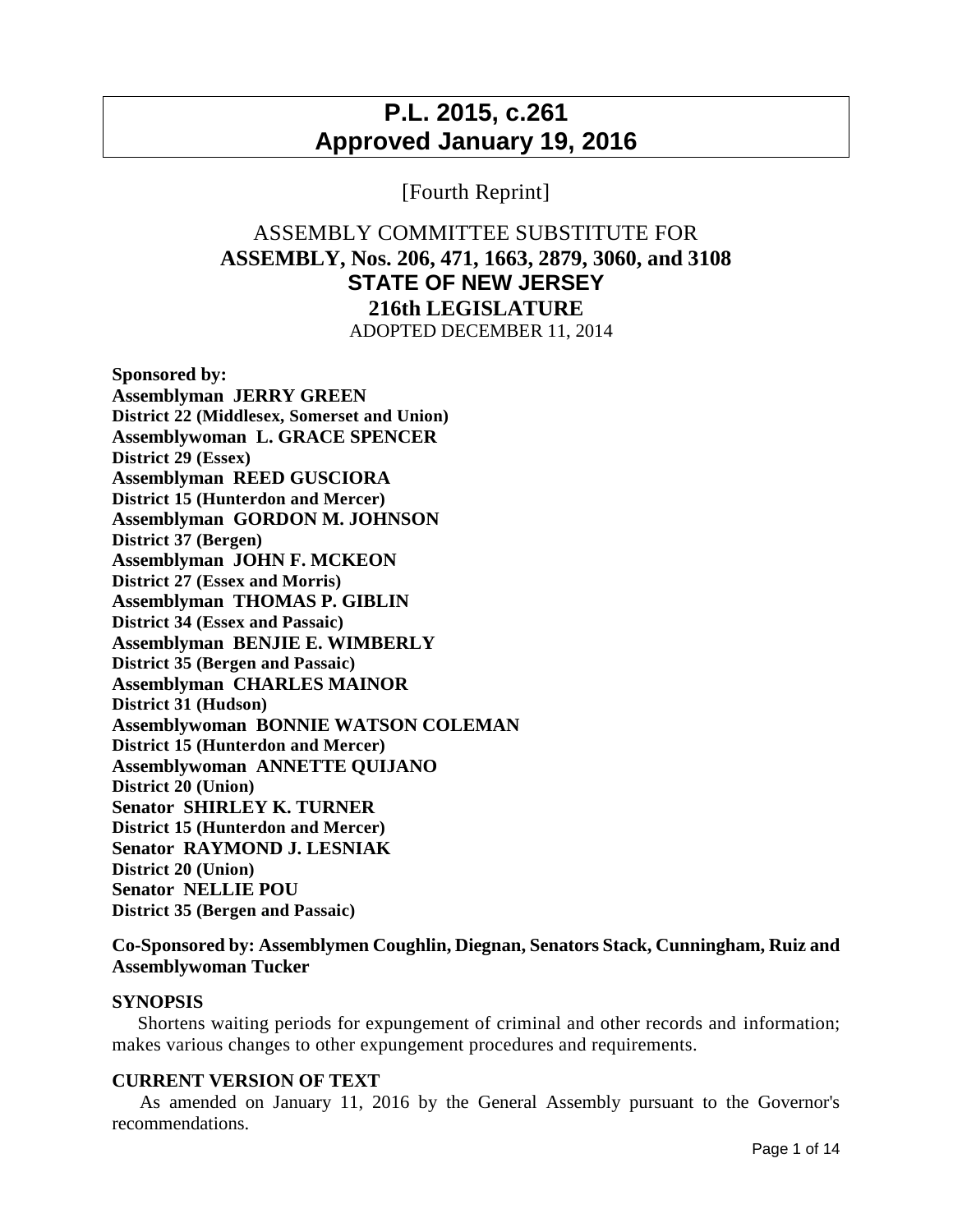# P.L. 2015, c.261
# Approved January 19, 2016

[Fourth Reprint]

ASSEMBLY COMMITTEE SUBSTITUTE FOR

## ASSEMBLY, Nos. 206, 471, 1663, 2879, 3060, and 3108

## STATE OF NEW JERSEY

## 216th LEGISLATURE

ADOPTED DECEMBER 11, 2014

**Sponsored by:**
**Assemblyman JERRY GREEN**
**District 22 (Middlesex, Somerset and Union)**
**Assemblywoman L. GRACE SPENCER**
**District 29 (Essex)**
**Assemblyman REED GUSCIORA**
**District 15 (Hunterdon and Mercer)**
**Assemblyman GORDON M. JOHNSON**
**District 37 (Bergen)**
**Assemblyman JOHN F. MCKEON**
**District 27 (Essex and Morris)**
**Assemblyman THOMAS P. GIBLIN**
**District 34 (Essex and Passaic)**
**Assemblyman BENJIE E. WIMBERLY**
**District 35 (Bergen and Passaic)**
**Assemblyman CHARLES MAINOR**
**District 31 (Hudson)**
**Assemblywoman BONNIE WATSON COLEMAN**
**District 15 (Hunterdon and Mercer)**
**Assemblywoman ANNETTE QUIJANO**
**District 20 (Union)**
**Senator SHIRLEY K. TURNER**
**District 15 (Hunterdon and Mercer)**
**Senator RAYMOND J. LESNIAK**
**District 20 (Union)**
**Senator NELLIE POU**
**District 35 (Bergen and Passaic)**

**Co-Sponsored by: Assemblymen Coughlin, Diegnan, Senators Stack, Cunningham, Ruiz and Assemblywoman Tucker**

**SYNOPSIS**

Shortens waiting periods for expungement of criminal and other records and information; makes various changes to other expungement procedures and requirements.

**CURRENT VERSION OF TEXT**

As amended on January 11, 2016 by the General Assembly pursuant to the Governor's recommendations.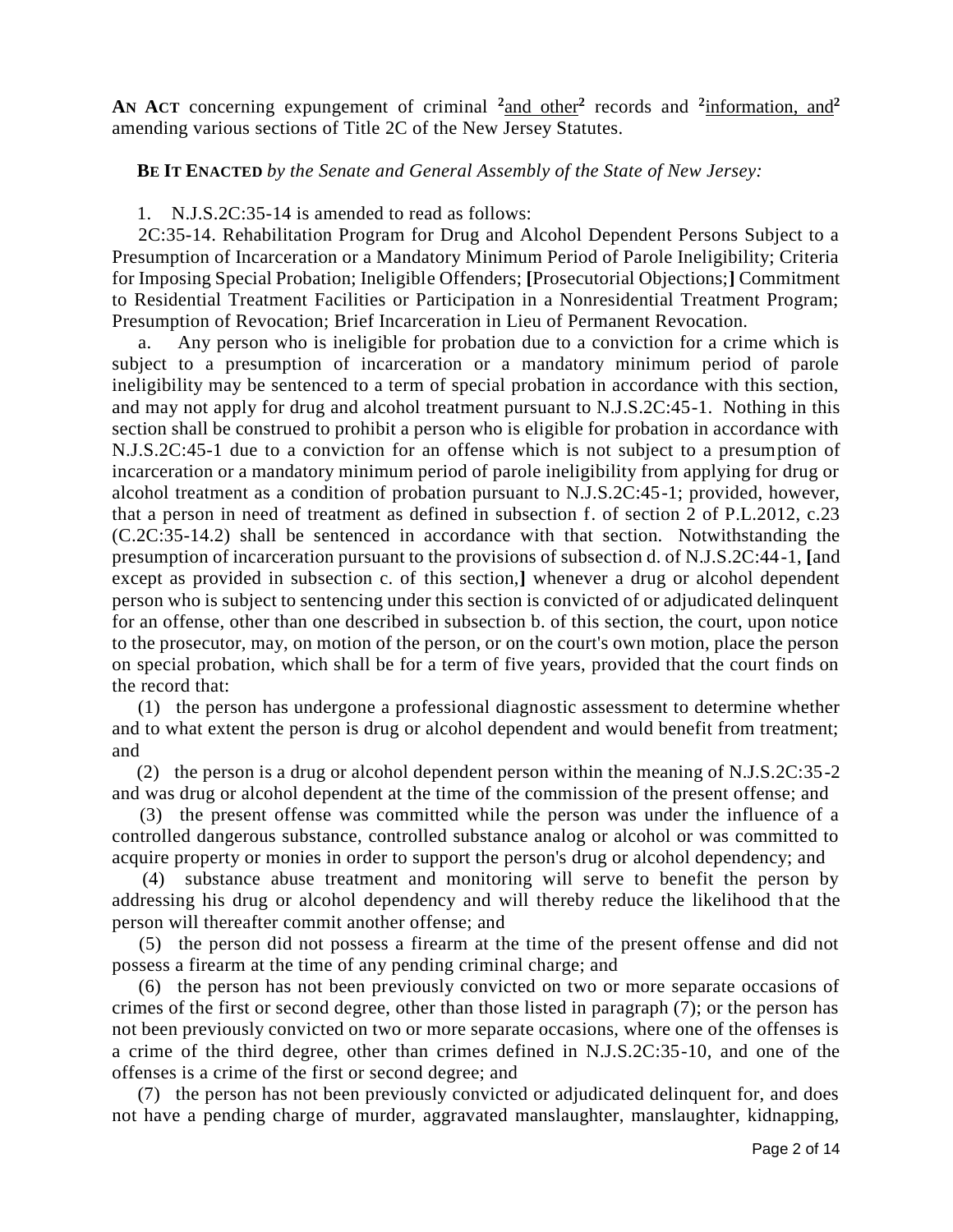**AN ACT** concerning expungement of criminal [2]<u>and other</u>[2] records and [2]<u>information, and</u>[2] amending various sections of Title 2C of the New Jersey Statutes.

**BE IT ENACTED** *by the Senate and General Assembly of the State of New Jersey:*

1. N.J.S.2C:35-14 is amended to read as follows:

2C:35-14. Rehabilitation Program for Drug and Alcohol Dependent Persons Subject to a Presumption of Incarceration or a Mandatory Minimum Period of Parole Ineligibility; Criteria for Imposing Special Probation; Ineligible Offenders; **[**Prosecutorial Objections;**]** Commitment to Residential Treatment Facilities or Participation in a Nonresidential Treatment Program; Presumption of Revocation; Brief Incarceration in Lieu of Permanent Revocation.

a. Any person who is ineligible for probation due to a conviction for a crime which is subject to a presumption of incarceration or a mandatory minimum period of parole ineligibility may be sentenced to a term of special probation in accordance with this section, and may not apply for drug and alcohol treatment pursuant to N.J.S.2C:45-1. Nothing in this section shall be construed to prohibit a person who is eligible for probation in accordance with N.J.S.2C:45-1 due to a conviction for an offense which is not subject to a presumption of incarceration or a mandatory minimum period of parole ineligibility from applying for drug or alcohol treatment as a condition of probation pursuant to N.J.S.2C:45-1; provided, however, that a person in need of treatment as defined in subsection f. of section 2 of P.L.2012, c.23 (C.2C:35-14.2) shall be sentenced in accordance with that section. Notwithstanding the presumption of incarceration pursuant to the provisions of subsection d. of N.J.S.2C:44-1, **[**and except as provided in subsection c. of this section,**]** whenever a drug or alcohol dependent person who is subject to sentencing under this section is convicted of or adjudicated delinquent for an offense, other than one described in subsection b. of this section, the court, upon notice to the prosecutor, may, on motion of the person, or on the court's own motion, place the person on special probation, which shall be for a term of five years, provided that the court finds on the record that:

(1) the person has undergone a professional diagnostic assessment to determine whether and to what extent the person is drug or alcohol dependent and would benefit from treatment; and

(2) the person is a drug or alcohol dependent person within the meaning of N.J.S.2C:35-2 and was drug or alcohol dependent at the time of the commission of the present offense; and

(3) the present offense was committed while the person was under the influence of a controlled dangerous substance, controlled substance analog or alcohol or was committed to acquire property or monies in order to support the person's drug or alcohol dependency; and

(4) substance abuse treatment and monitoring will serve to benefit the person by addressing his drug or alcohol dependency and will thereby reduce the likelihood that the person will thereafter commit another offense; and

(5) the person did not possess a firearm at the time of the present offense and did not possess a firearm at the time of any pending criminal charge; and

(6) the person has not been previously convicted on two or more separate occasions of crimes of the first or second degree, other than those listed in paragraph (7); or the person has not been previously convicted on two or more separate occasions, where one of the offenses is a crime of the third degree, other than crimes defined in N.J.S.2C:35-10, and one of the offenses is a crime of the first or second degree; and

(7) the person has not been previously convicted or adjudicated delinquent for, and does not have a pending charge of murder, aggravated manslaughter, manslaughter, kidnapping,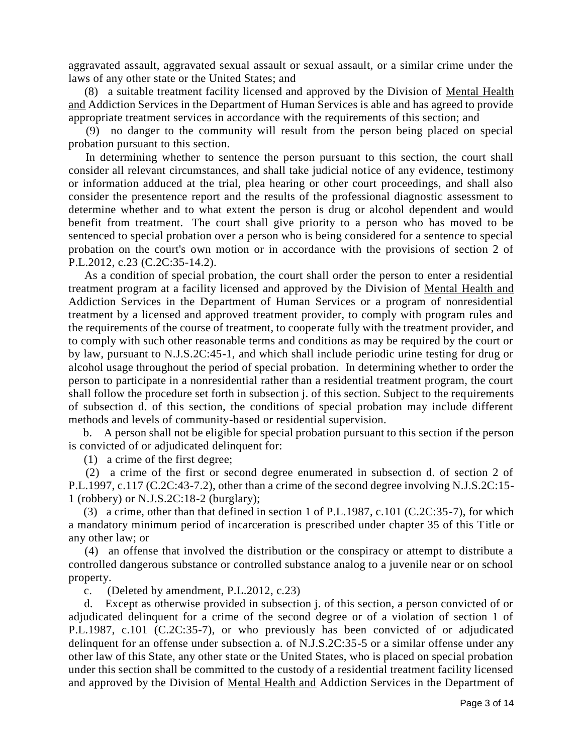aggravated assault, aggravated sexual assault or sexual assault, or a similar crime under the laws of any other state or the United States; and

(8) a suitable treatment facility licensed and approved by the Division of <u>Mental Health and</u> Addiction Services in the Department of Human Services is able and has agreed to provide appropriate treatment services in accordance with the requirements of this section; and

(9) no danger to the community will result from the person being placed on special probation pursuant to this section.

In determining whether to sentence the person pursuant to this section, the court shall consider all relevant circumstances, and shall take judicial notice of any evidence, testimony or information adduced at the trial, plea hearing or other court proceedings, and shall also consider the presentence report and the results of the professional diagnostic assessment to determine whether and to what extent the person is drug or alcohol dependent and would benefit from treatment. The court shall give priority to a person who has moved to be sentenced to special probation over a person who is being considered for a sentence to special probation on the court's own motion or in accordance with the provisions of section 2 of P.L.2012, c.23 (C.2C:35-14.2).

As a condition of special probation, the court shall order the person to enter a residential treatment program at a facility licensed and approved by the Division of <u>Mental Health and</u> Addiction Services in the Department of Human Services or a program of nonresidential treatment by a licensed and approved treatment provider, to comply with program rules and the requirements of the course of treatment, to cooperate fully with the treatment provider, and to comply with such other reasonable terms and conditions as may be required by the court or by law, pursuant to N.J.S.2C:45-1, and which shall include periodic urine testing for drug or alcohol usage throughout the period of special probation. In determining whether to order the person to participate in a nonresidential rather than a residential treatment program, the court shall follow the procedure set forth in subsection j. of this section. Subject to the requirements of subsection d. of this section, the conditions of special probation may include different methods and levels of community-based or residential supervision.

b. A person shall not be eligible for special probation pursuant to this section if the person is convicted of or adjudicated delinquent for:

(1) a crime of the first degree;

(2) a crime of the first or second degree enumerated in subsection d. of section 2 of P.L.1997, c.117 (C.2C:43-7.2), other than a crime of the second degree involving N.J.S.2C:15-1 (robbery) or N.J.S.2C:18-2 (burglary);

(3) a crime, other than that defined in section 1 of P.L.1987, c.101 (C.2C:35-7), for which a mandatory minimum period of incarceration is prescribed under chapter 35 of this Title or any other law; or

(4) an offense that involved the distribution or the conspiracy or attempt to distribute a controlled dangerous substance or controlled substance analog to a juvenile near or on school property.

c. (Deleted by amendment, P.L.2012, c.23)

d. Except as otherwise provided in subsection j. of this section, a person convicted of or adjudicated delinquent for a crime of the second degree or of a violation of section 1 of P.L.1987, c.101 (C.2C:35-7), or who previously has been convicted of or adjudicated delinquent for an offense under subsection a. of N.J.S.2C:35-5 or a similar offense under any other law of this State, any other state or the United States, who is placed on special probation under this section shall be committed to the custody of a residential treatment facility licensed and approved by the Division of <u>Mental Health and</u> Addiction Services in the Department of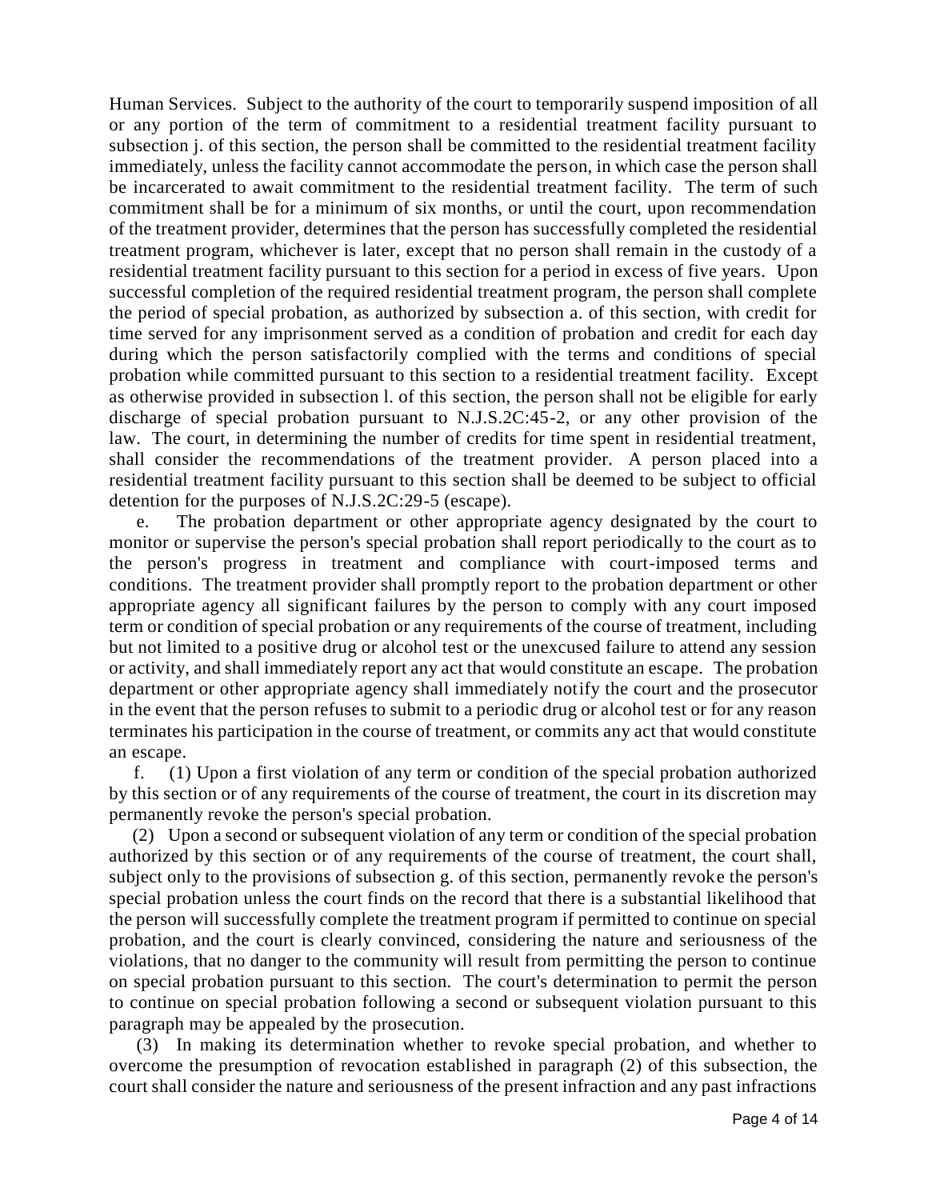Human Services. Subject to the authority of the court to temporarily suspend imposition of all or any portion of the term of commitment to a residential treatment facility pursuant to subsection j. of this section, the person shall be committed to the residential treatment facility immediately, unless the facility cannot accommodate the person, in which case the person shall be incarcerated to await commitment to the residential treatment facility. The term of such commitment shall be for a minimum of six months, or until the court, upon recommendation of the treatment provider, determines that the person has successfully completed the residential treatment program, whichever is later, except that no person shall remain in the custody of a residential treatment facility pursuant to this section for a period in excess of five years. Upon successful completion of the required residential treatment program, the person shall complete the period of special probation, as authorized by subsection a. of this section, with credit for time served for any imprisonment served as a condition of probation and credit for each day during which the person satisfactorily complied with the terms and conditions of special probation while committed pursuant to this section to a residential treatment facility. Except as otherwise provided in subsection l. of this section, the person shall not be eligible for early discharge of special probation pursuant to N.J.S.2C:45-2, or any other provision of the law. The court, in determining the number of credits for time spent in residential treatment, shall consider the recommendations of the treatment provider. A person placed into a residential treatment facility pursuant to this section shall be deemed to be subject to official detention for the purposes of N.J.S.2C:29-5 (escape).

e. The probation department or other appropriate agency designated by the court to monitor or supervise the person's special probation shall report periodically to the court as to the person's progress in treatment and compliance with court-imposed terms and conditions. The treatment provider shall promptly report to the probation department or other appropriate agency all significant failures by the person to comply with any court imposed term or condition of special probation or any requirements of the course of treatment, including but not limited to a positive drug or alcohol test or the unexcused failure to attend any session or activity, and shall immediately report any act that would constitute an escape. The probation department or other appropriate agency shall immediately notify the court and the prosecutor in the event that the person refuses to submit to a periodic drug or alcohol test or for any reason terminates his participation in the course of treatment, or commits any act that would constitute an escape.

f. (1) Upon a first violation of any term or condition of the special probation authorized by this section or of any requirements of the course of treatment, the court in its discretion may permanently revoke the person's special probation.

(2) Upon a second or subsequent violation of any term or condition of the special probation authorized by this section or of any requirements of the course of treatment, the court shall, subject only to the provisions of subsection g. of this section, permanently revoke the person's special probation unless the court finds on the record that there is a substantial likelihood that the person will successfully complete the treatment program if permitted to continue on special probation, and the court is clearly convinced, considering the nature and seriousness of the violations, that no danger to the community will result from permitting the person to continue on special probation pursuant to this section. The court's determination to permit the person to continue on special probation following a second or subsequent violation pursuant to this paragraph may be appealed by the prosecution.

(3) In making its determination whether to revoke special probation, and whether to overcome the presumption of revocation established in paragraph (2) of this subsection, the court shall consider the nature and seriousness of the present infraction and any past infractions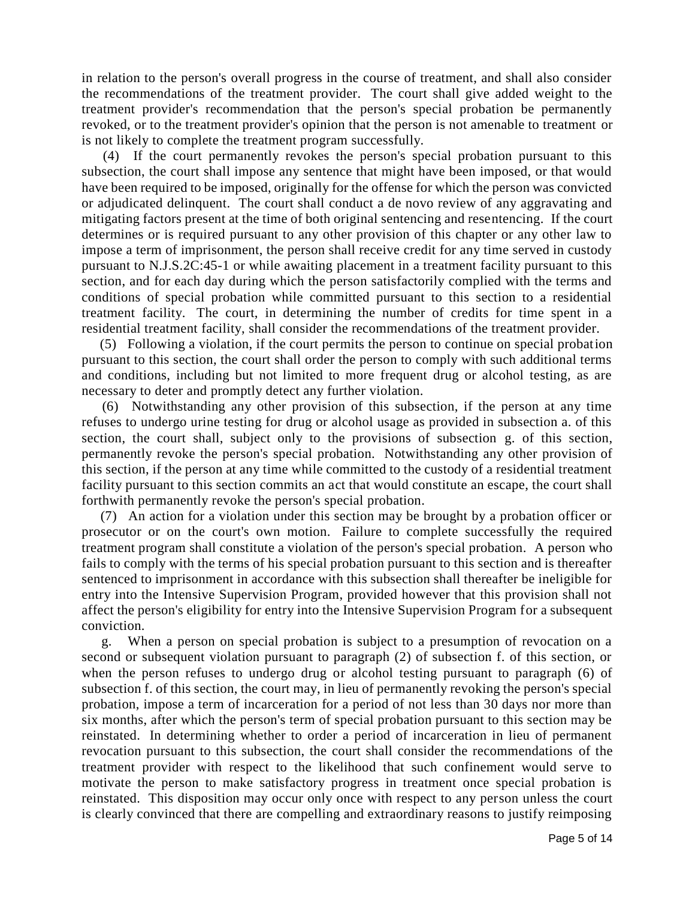in relation to the person's overall progress in the course of treatment, and shall also consider the recommendations of the treatment provider. The court shall give added weight to the treatment provider's recommendation that the person's special probation be permanently revoked, or to the treatment provider's opinion that the person is not amenable to treatment or is not likely to complete the treatment program successfully.

(4) If the court permanently revokes the person's special probation pursuant to this subsection, the court shall impose any sentence that might have been imposed, or that would have been required to be imposed, originally for the offense for which the person was convicted or adjudicated delinquent. The court shall conduct a de novo review of any aggravating and mitigating factors present at the time of both original sentencing and resentencing. If the court determines or is required pursuant to any other provision of this chapter or any other law to impose a term of imprisonment, the person shall receive credit for any time served in custody pursuant to N.J.S.2C:45-1 or while awaiting placement in a treatment facility pursuant to this section, and for each day during which the person satisfactorily complied with the terms and conditions of special probation while committed pursuant to this section to a residential treatment facility. The court, in determining the number of credits for time spent in a residential treatment facility, shall consider the recommendations of the treatment provider.

(5) Following a violation, if the court permits the person to continue on special probation pursuant to this section, the court shall order the person to comply with such additional terms and conditions, including but not limited to more frequent drug or alcohol testing, as are necessary to deter and promptly detect any further violation.

(6) Notwithstanding any other provision of this subsection, if the person at any time refuses to undergo urine testing for drug or alcohol usage as provided in subsection a. of this section, the court shall, subject only to the provisions of subsection g. of this section, permanently revoke the person's special probation. Notwithstanding any other provision of this section, if the person at any time while committed to the custody of a residential treatment facility pursuant to this section commits an act that would constitute an escape, the court shall forthwith permanently revoke the person's special probation.

(7) An action for a violation under this section may be brought by a probation officer or prosecutor or on the court's own motion. Failure to complete successfully the required treatment program shall constitute a violation of the person's special probation. A person who fails to comply with the terms of his special probation pursuant to this section and is thereafter sentenced to imprisonment in accordance with this subsection shall thereafter be ineligible for entry into the Intensive Supervision Program, provided however that this provision shall not affect the person's eligibility for entry into the Intensive Supervision Program for a subsequent conviction.

g. When a person on special probation is subject to a presumption of revocation on a second or subsequent violation pursuant to paragraph (2) of subsection f. of this section, or when the person refuses to undergo drug or alcohol testing pursuant to paragraph (6) of subsection f. of this section, the court may, in lieu of permanently revoking the person's special probation, impose a term of incarceration for a period of not less than 30 days nor more than six months, after which the person's term of special probation pursuant to this section may be reinstated. In determining whether to order a period of incarceration in lieu of permanent revocation pursuant to this subsection, the court shall consider the recommendations of the treatment provider with respect to the likelihood that such confinement would serve to motivate the person to make satisfactory progress in treatment once special probation is reinstated. This disposition may occur only once with respect to any person unless the court is clearly convinced that there are compelling and extraordinary reasons to justify reimposing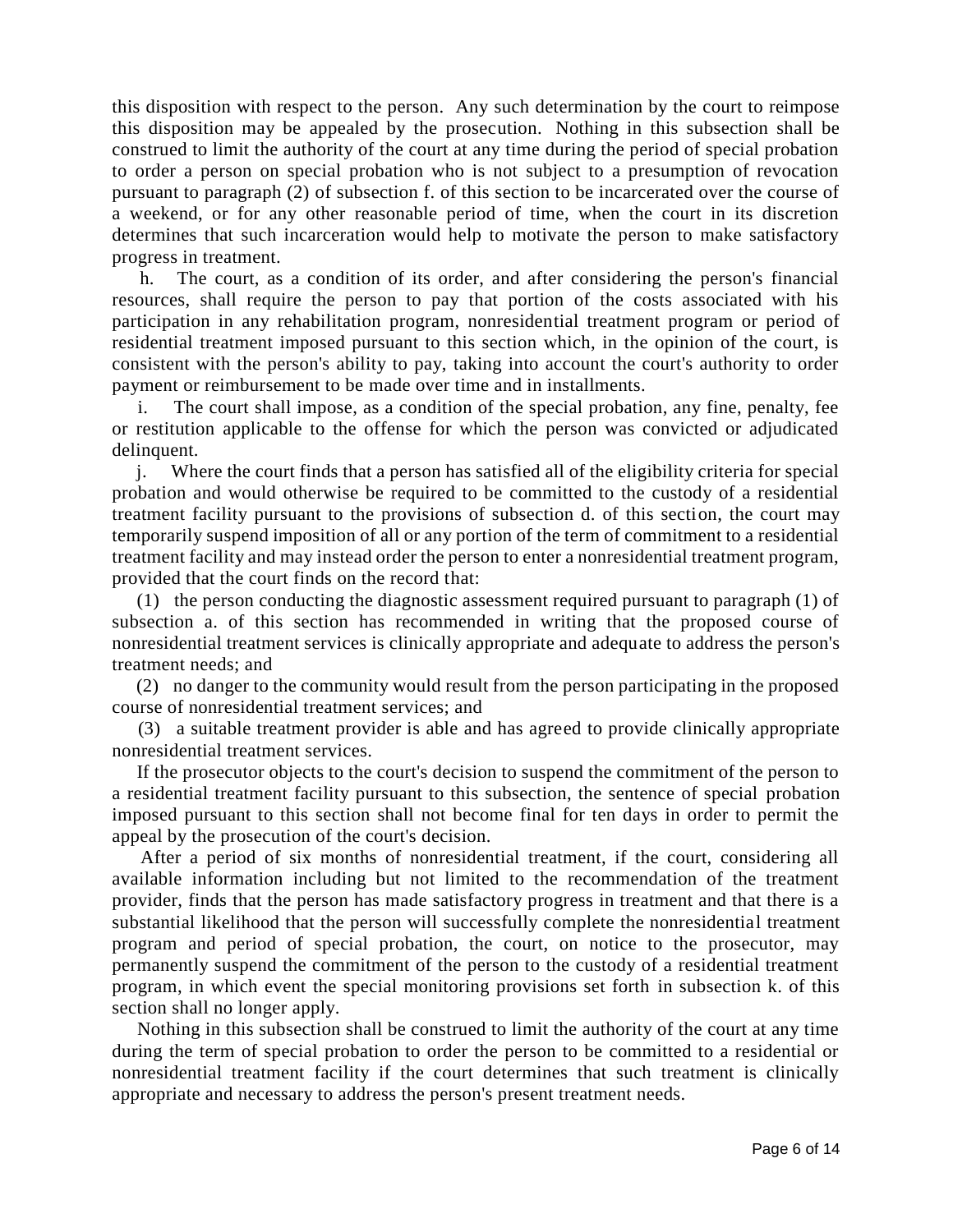this disposition with respect to the person. Any such determination by the court to reimpose this disposition may be appealed by the prosecution. Nothing in this subsection shall be construed to limit the authority of the court at any time during the period of special probation to order a person on special probation who is not subject to a presumption of revocation pursuant to paragraph (2) of subsection f. of this section to be incarcerated over the course of a weekend, or for any other reasonable period of time, when the court in its discretion determines that such incarceration would help to motivate the person to make satisfactory progress in treatment.

h. The court, as a condition of its order, and after considering the person's financial resources, shall require the person to pay that portion of the costs associated with his participation in any rehabilitation program, nonresidential treatment program or period of residential treatment imposed pursuant to this section which, in the opinion of the court, is consistent with the person's ability to pay, taking into account the court's authority to order payment or reimbursement to be made over time and in installments.

i. The court shall impose, as a condition of the special probation, any fine, penalty, fee or restitution applicable to the offense for which the person was convicted or adjudicated delinquent.

j. Where the court finds that a person has satisfied all of the eligibility criteria for special probation and would otherwise be required to be committed to the custody of a residential treatment facility pursuant to the provisions of subsection d. of this section, the court may temporarily suspend imposition of all or any portion of the term of commitment to a residential treatment facility and may instead order the person to enter a nonresidential treatment program, provided that the court finds on the record that:

(1) the person conducting the diagnostic assessment required pursuant to paragraph (1) of subsection a. of this section has recommended in writing that the proposed course of nonresidential treatment services is clinically appropriate and adequate to address the person's treatment needs; and

(2) no danger to the community would result from the person participating in the proposed course of nonresidential treatment services; and

(3) a suitable treatment provider is able and has agreed to provide clinically appropriate nonresidential treatment services.

If the prosecutor objects to the court's decision to suspend the commitment of the person to a residential treatment facility pursuant to this subsection, the sentence of special probation imposed pursuant to this section shall not become final for ten days in order to permit the appeal by the prosecution of the court's decision.

After a period of six months of nonresidential treatment, if the court, considering all available information including but not limited to the recommendation of the treatment provider, finds that the person has made satisfactory progress in treatment and that there is a substantial likelihood that the person will successfully complete the nonresidential treatment program and period of special probation, the court, on notice to the prosecutor, may permanently suspend the commitment of the person to the custody of a residential treatment program, in which event the special monitoring provisions set forth in subsection k. of this section shall no longer apply.

Nothing in this subsection shall be construed to limit the authority of the court at any time during the term of special probation to order the person to be committed to a residential or nonresidential treatment facility if the court determines that such treatment is clinically appropriate and necessary to address the person's present treatment needs.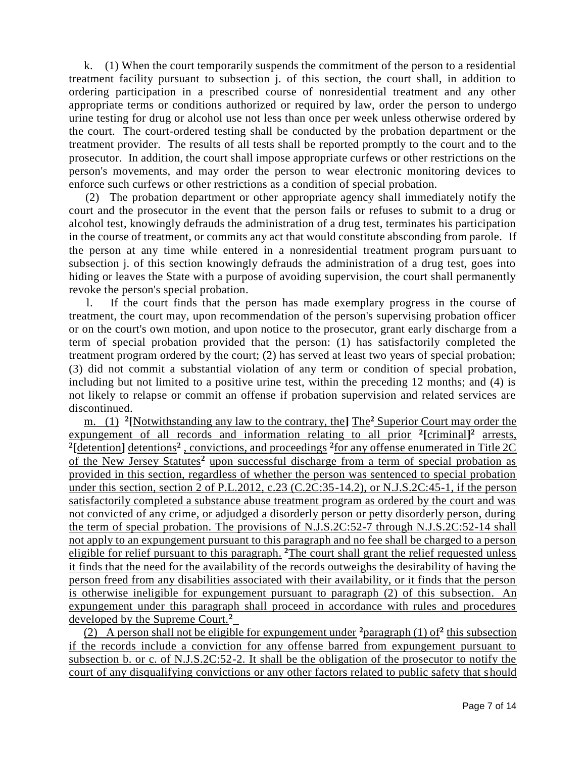k. (1) When the court temporarily suspends the commitment of the person to a residential treatment facility pursuant to subsection j. of this section, the court shall, in addition to ordering participation in a prescribed course of nonresidential treatment and any other appropriate terms or conditions authorized or required by law, order the person to undergo urine testing for drug or alcohol use not less than once per week unless otherwise ordered by the court. The court-ordered testing shall be conducted by the probation department or the treatment provider. The results of all tests shall be reported promptly to the court and to the prosecutor. In addition, the court shall impose appropriate curfews or other restrictions on the person's movements, and may order the person to wear electronic monitoring devices to enforce such curfews or other restrictions as a condition of special probation.

(2) The probation department or other appropriate agency shall immediately notify the court and the prosecutor in the event that the person fails or refuses to submit to a drug or alcohol test, knowingly defrauds the administration of a drug test, terminates his participation in the course of treatment, or commits any act that would constitute absconding from parole. If the person at any time while entered in a nonresidential treatment program pursuant to subsection j. of this section knowingly defrauds the administration of a drug test, goes into hiding or leaves the State with a purpose of avoiding supervision, the court shall permanently revoke the person's special probation.

l. If the court finds that the person has made exemplary progress in the course of treatment, the court may, upon recommendation of the person's supervising probation officer or on the court's own motion, and upon notice to the prosecutor, grant early discharge from a term of special probation provided that the person: (1) has satisfactorily completed the treatment program ordered by the court; (2) has served at least two years of special probation; (3) did not commit a substantial violation of any term or condition of special probation, including but not limited to a positive urine test, within the preceding 12 months; and (4) is not likely to relapse or commit an offense if probation supervision and related services are discontinued.

<u>m. (1)</u> **[2]**[<u>Notwithstanding any law to the contrary, the</u>] <u>The</u>**[2]** <u>Superior Court may order the expungement of all records and information relating to all prior</u> **[2]**[<u>criminal</u>]**[2]** <u>arrests,</u> **[2]**[<u>detention</u>] <u>detentions</u>**[2]** <u>, convictions, and proceedings</u> **[2]**<u>for any offense enumerated in Title 2C of the New Jersey Statutes</u>**[2]** <u>upon successful discharge from a term of special probation as provided in this section, regardless of whether the person was sentenced to special probation under this section, section 2 of P.L.2012, c.23 (C.2C:35-14.2), or N.J.S.2C:45-1, if the person satisfactorily completed a substance abuse treatment program as ordered by the court and was not convicted of any crime, or adjudged a disorderly person or petty disorderly person, during the term of special probation. The provisions of N.J.S.2C:52-7 through N.J.S.2C:52-14 shall not apply to an expungement pursuant to this paragraph and no fee shall be charged to a person eligible for relief pursuant to this paragraph.</u> **[2]**<u>The court shall grant the relief requested unless it finds that the need for the availability of the records outweighs the desirability of having the person freed from any disabilities associated with their availability, or it finds that the person is otherwise ineligible for expungement pursuant to paragraph (2) of this subsection. An expungement under this paragraph shall proceed in accordance with rules and procedures developed by the Supreme Court.</u>**[2]**

<u>(2) A person shall not be eligible for expungement under</u> **[2]**<u>paragraph (1) of</u>**[2]** <u>this subsection if the records include a conviction for any offense barred from expungement pursuant to subsection b. or c. of N.J.S.2C:52-2. It shall be the obligation of the prosecutor to notify the court of any disqualifying convictions or any other factors related to public safety that should</u>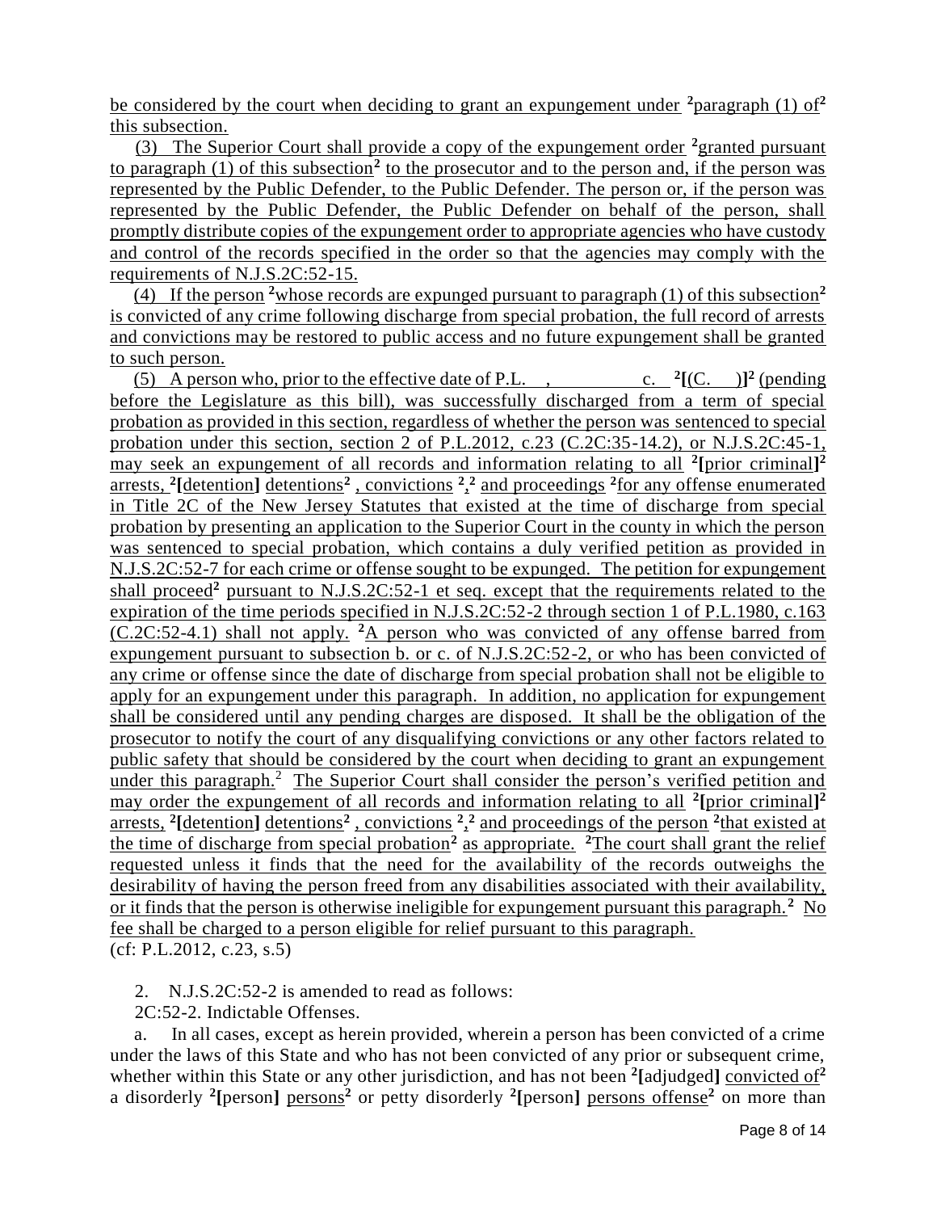be considered by the court when deciding to grant an expungement under [2]paragraph (1) of[2] this subsection.

(3) The Superior Court shall provide a copy of the expungement order [2]granted pursuant to paragraph (1) of this subsection[2] to the prosecutor and to the person and, if the person was represented by the Public Defender, to the Public Defender. The person or, if the person was represented by the Public Defender, the Public Defender on behalf of the person, shall promptly distribute copies of the expungement order to appropriate agencies who have custody and control of the records specified in the order so that the agencies may comply with the requirements of N.J.S.2C:52-15.

(4) If the person [2]whose records are expunged pursuant to paragraph (1) of this subsection[2] is convicted of any crime following discharge from special probation, the full record of arrests and convictions may be restored to public access and no future expungement shall be granted to such person.

(5) A person who, prior to the effective date of P.L. , c. [2][(C. )][2] (pending before the Legislature as this bill), was successfully discharged from a term of special probation as provided in this section, regardless of whether the person was sentenced to special probation under this section, section 2 of P.L.2012, c.23 (C.2C:35-14.2), or N.J.S.2C:45-1, may seek an expungement of all records and information relating to all [2][prior criminal][2] arrests, [2][detention] detentions[2] , convictions [2],[2] and proceedings [2]for any offense enumerated in Title 2C of the New Jersey Statutes that existed at the time of discharge from special probation by presenting an application to the Superior Court in the county in which the person was sentenced to special probation, which contains a duly verified petition as provided in N.J.S.2C:52-7 for each crime or offense sought to be expunged. The petition for expungement shall proceed[2] pursuant to N.J.S.2C:52-1 et seq. except that the requirements related to the expiration of the time periods specified in N.J.S.2C:52-2 through section 1 of P.L.1980, c.163 (C.2C:52-4.1) shall not apply. [2]A person who was convicted of any offense barred from expungement pursuant to subsection b. or c. of N.J.S.2C:52-2, or who has been convicted of any crime or offense since the date of discharge from special probation shall not be eligible to apply for an expungement under this paragraph. In addition, no application for expungement shall be considered until any pending charges are disposed. It shall be the obligation of the prosecutor to notify the court of any disqualifying convictions or any other factors related to public safety that should be considered by the court when deciding to grant an expungement under this paragraph.[2] The Superior Court shall consider the person's verified petition and may order the expungement of all records and information relating to all [2][prior criminal][2] arrests, [2][detention] detentions[2] , convictions [2],[2] and proceedings of the person [2]that existed at the time of discharge from special probation[2] as appropriate. [2]The court shall grant the relief requested unless it finds that the need for the availability of the records outweighs the desirability of having the person freed from any disabilities associated with their availability, or it finds that the person is otherwise ineligible for expungement pursuant this paragraph.[2] No fee shall be charged to a person eligible for relief pursuant to this paragraph.

(cf: P.L.2012, c.23, s.5)

2. N.J.S.2C:52-2 is amended to read as follows:

2C:52-2. Indictable Offenses.

a. In all cases, except as herein provided, wherein a person has been convicted of a crime under the laws of this State and who has not been convicted of any prior or subsequent crime, whether within this State or any other jurisdiction, and has not been [2][adjudged] convicted of[2] a disorderly [2][person] persons[2] or petty disorderly [2][person] persons offense[2] on more than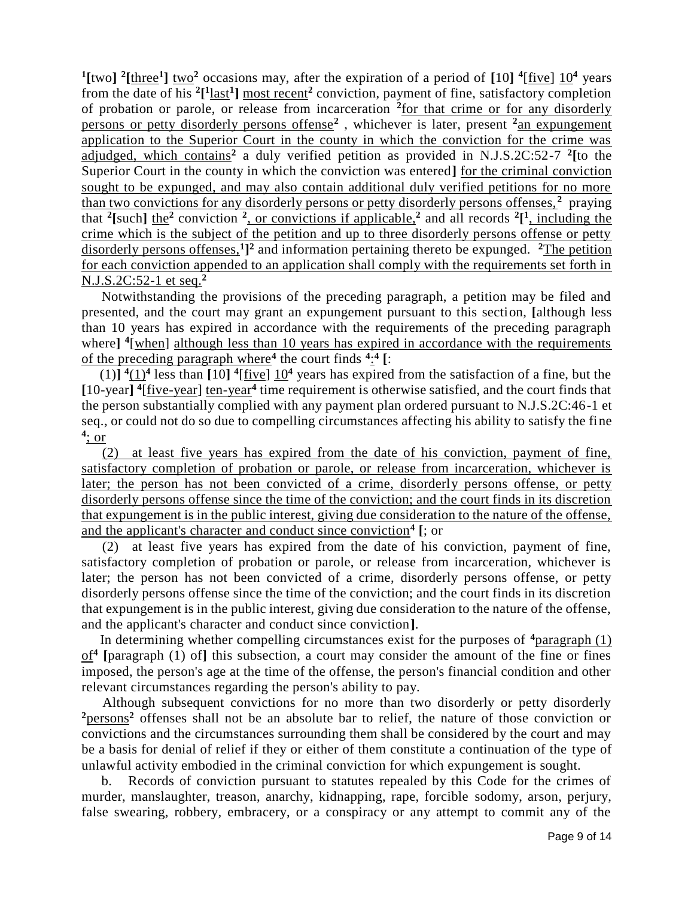[1][two] [2][three[1]] two[2] occasions may, after the expiration of a period of [10] [4][five] 10[4] years from the date of his [2][[1]last[1]] most recent[2] conviction, payment of fine, satisfactory completion of probation or parole, or release from incarceration [2]for that crime or for any disorderly persons or petty disorderly persons offense[2] , whichever is later, present [2]an expungement application to the Superior Court in the county in which the conviction for the crime was adjudged, which contains[2] a duly verified petition as provided in N.J.S.2C:52-7 [2][to the Superior Court in the county in which the conviction was entered] for the criminal conviction sought to be expunged, and may also contain additional duly verified petitions for no more than two convictions for any disorderly persons or petty disorderly persons offenses,[2] praying that [2][such] the[2] conviction [2], or convictions if applicable,[2] and all records [2][[1], including the crime which is the subject of the petition and up to three disorderly persons offense or petty disorderly persons offenses,[1]][2] and information pertaining thereto be expunged. [2]The petition for each conviction appended to an application shall comply with the requirements set forth in N.J.S.2C:52-1 et seq.[2]

Notwithstanding the provisions of the preceding paragraph, a petition may be filed and presented, and the court may grant an expungement pursuant to this section, [although less than 10 years has expired in accordance with the requirements of the preceding paragraph where] [4][when] although less than 10 years has expired in accordance with the requirements of the preceding paragraph where[4] the court finds [4]:[4] [:

(1)] [4](1)[4] less than [10] [4][five] 10[4] years has expired from the satisfaction of a fine, but the [10-year] [4][five-year] ten-year[4] time requirement is otherwise satisfied, and the court finds that the person substantially complied with any payment plan ordered pursuant to N.J.S.2C:46-1 et seq., or could not do so due to compelling circumstances affecting his ability to satisfy the fine [4]; or

(2) at least five years has expired from the date of his conviction, payment of fine, satisfactory completion of probation or parole, or release from incarceration, whichever is later; the person has not been convicted of a crime, disorderly persons offense, or petty disorderly persons offense since the time of the conviction; and the court finds in its discretion that expungement is in the public interest, giving due consideration to the nature of the offense, and the applicant's character and conduct since conviction[4] [; or

(2) at least five years has expired from the date of his conviction, payment of fine, satisfactory completion of probation or parole, or release from incarceration, whichever is later; the person has not been convicted of a crime, disorderly persons offense, or petty disorderly persons offense since the time of the conviction; and the court finds in its discretion that expungement is in the public interest, giving due consideration to the nature of the offense, and the applicant's character and conduct since conviction].

In determining whether compelling circumstances exist for the purposes of [4]paragraph (1) of[4] [paragraph (1) of] this subsection, a court may consider the amount of the fine or fines imposed, the person's age at the time of the offense, the person's financial condition and other relevant circumstances regarding the person's ability to pay.

Although subsequent convictions for no more than two disorderly or petty disorderly [2]persons[2] offenses shall not be an absolute bar to relief, the nature of those conviction or convictions and the circumstances surrounding them shall be considered by the court and may be a basis for denial of relief if they or either of them constitute a continuation of the type of unlawful activity embodied in the criminal conviction for which expungement is sought.

b. Records of conviction pursuant to statutes repealed by this Code for the crimes of murder, manslaughter, treason, anarchy, kidnapping, rape, forcible sodomy, arson, perjury, false swearing, robbery, embracery, or a conspiracy or any attempt to commit any of the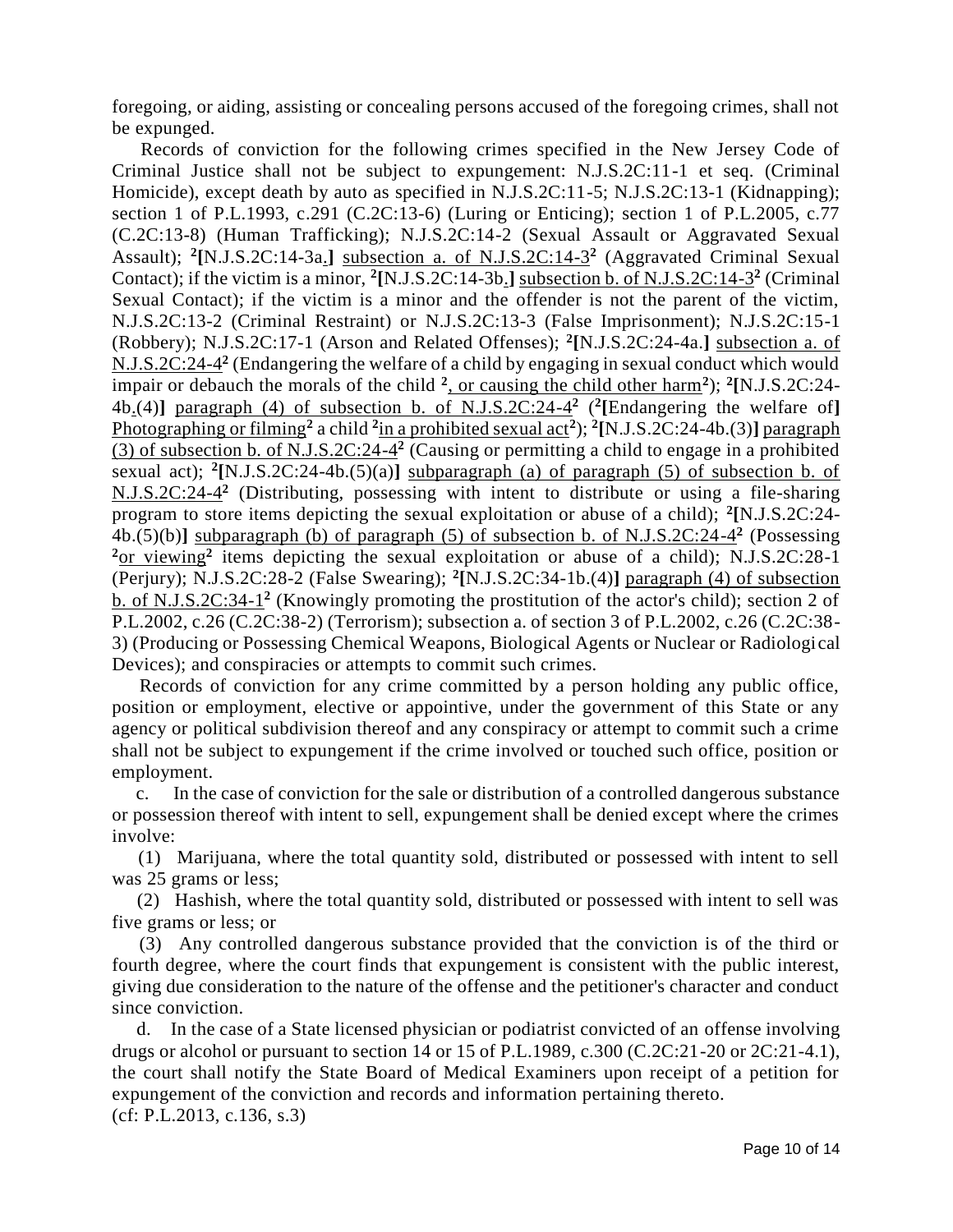foregoing, or aiding, assisting or concealing persons accused of the foregoing crimes, shall not be expunged.

Records of conviction for the following crimes specified in the New Jersey Code of Criminal Justice shall not be subject to expungement: N.J.S.2C:11-1 et seq. (Criminal Homicide), except death by auto as specified in N.J.S.2C:11-5; N.J.S.2C:13-1 (Kidnapping); section 1 of P.L.1993, c.291 (C.2C:13-6) (Luring or Enticing); section 1 of P.L.2005, c.77 (C.2C:13-8) (Human Trafficking); N.J.S.2C:14-2 (Sexual Assault or Aggravated Sexual Assault); [2][N.J.S.2C:14-3a.] subsection a. of N.J.S.2C:14-3[2] (Aggravated Criminal Sexual Contact); if the victim is a minor, [2][N.J.S.2C:14-3b.] subsection b. of N.J.S.2C:14-3[2] (Criminal Sexual Contact); if the victim is a minor and the offender is not the parent of the victim, N.J.S.2C:13-2 (Criminal Restraint) or N.J.S.2C:13-3 (False Imprisonment); N.J.S.2C:15-1 (Robbery); N.J.S.2C:17-1 (Arson and Related Offenses); [2][N.J.S.2C:24-4a.] subsection a. of N.J.S.2C:24-4[2] (Endangering the welfare of a child by engaging in sexual conduct which would impair or debauch the morals of the child [2], or causing the child other harm[2]); [2][N.J.S.2C:24-4b.(4)] paragraph (4) of subsection b. of N.J.S.2C:24-4[2] ([2][Endangering the welfare of] Photographing or filming[2] a child [2]in a prohibited sexual act[2]); [2][N.J.S.2C:24-4b.(3)] paragraph (3) of subsection b. of N.J.S.2C:24-4[2] (Causing or permitting a child to engage in a prohibited sexual act); [2][N.J.S.2C:24-4b.(5)(a)] subparagraph (a) of paragraph (5) of subsection b. of N.J.S.2C:24-4[2] (Distributing, possessing with intent to distribute or using a file-sharing program to store items depicting the sexual exploitation or abuse of a child); [2][N.J.S.2C:24-4b.(5)(b)] subparagraph (b) of paragraph (5) of subsection b. of N.J.S.2C:24-4[2] (Possessing [2]or viewing[2] items depicting the sexual exploitation or abuse of a child); N.J.S.2C:28-1 (Perjury); N.J.S.2C:28-2 (False Swearing); [2][N.J.S.2C:34-1b.(4)] paragraph (4) of subsection b. of N.J.S.2C:34-1[2] (Knowingly promoting the prostitution of the actor's child); section 2 of P.L.2002, c.26 (C.2C:38-2) (Terrorism); subsection a. of section 3 of P.L.2002, c.26 (C.2C:38-3) (Producing or Possessing Chemical Weapons, Biological Agents or Nuclear or Radiological Devices); and conspiracies or attempts to commit such crimes.

Records of conviction for any crime committed by a person holding any public office, position or employment, elective or appointive, under the government of this State or any agency or political subdivision thereof and any conspiracy or attempt to commit such a crime shall not be subject to expungement if the crime involved or touched such office, position or employment.

c. In the case of conviction for the sale or distribution of a controlled dangerous substance or possession thereof with intent to sell, expungement shall be denied except where the crimes involve:

(1) Marijuana, where the total quantity sold, distributed or possessed with intent to sell was 25 grams or less;

(2) Hashish, where the total quantity sold, distributed or possessed with intent to sell was five grams or less; or

(3) Any controlled dangerous substance provided that the conviction is of the third or fourth degree, where the court finds that expungement is consistent with the public interest, giving due consideration to the nature of the offense and the petitioner's character and conduct since conviction.

d. In the case of a State licensed physician or podiatrist convicted of an offense involving drugs or alcohol or pursuant to section 14 or 15 of P.L.1989, c.300 (C.2C:21-20 or 2C:21-4.1), the court shall notify the State Board of Medical Examiners upon receipt of a petition for expungement of the conviction and records and information pertaining thereto.
(cf: P.L.2013, c.136, s.3)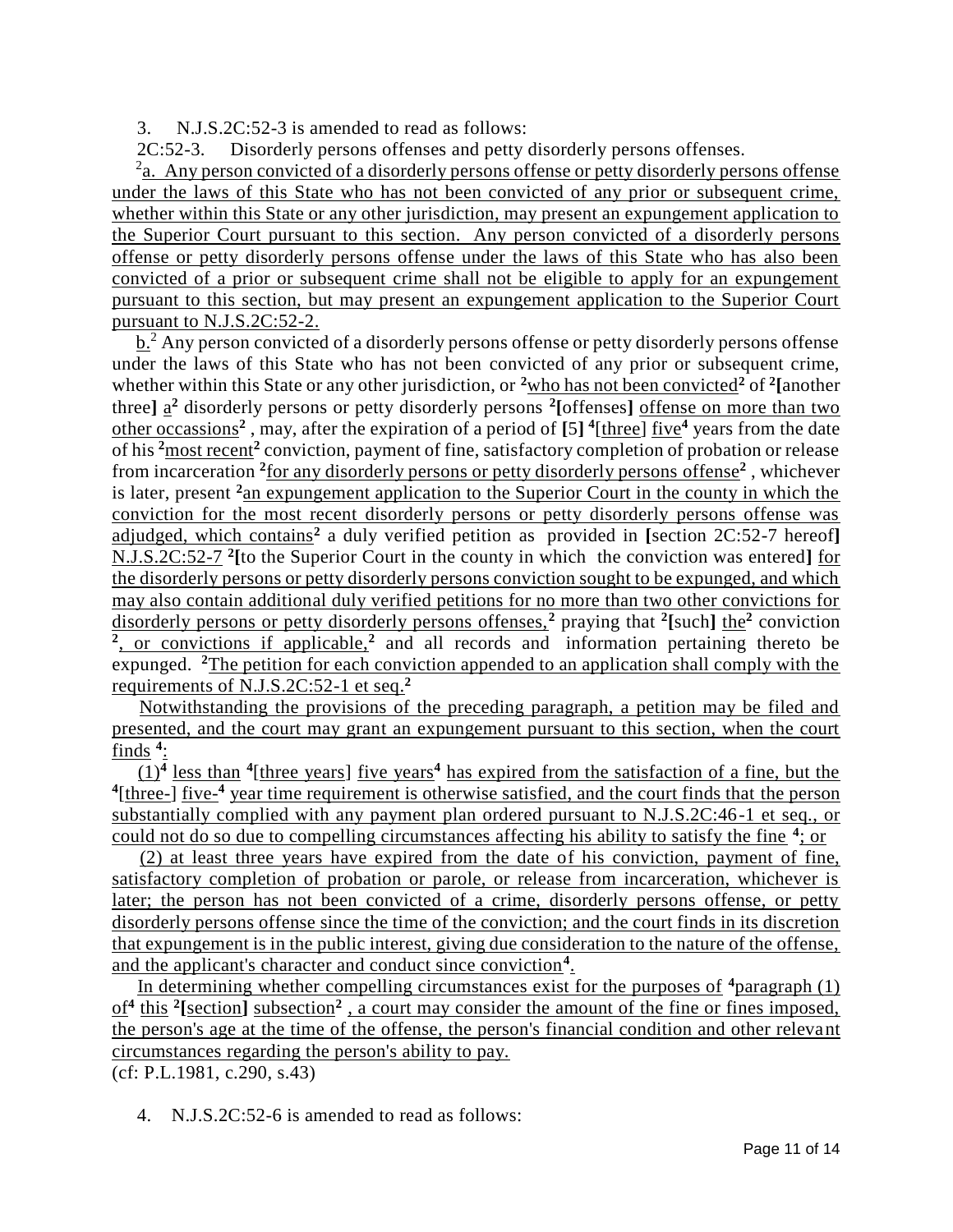3. N.J.S.2C:52-3 is amended to read as follows:

2C:52-3. Disorderly persons offenses and petty disorderly persons offenses.

[2]a. Any person convicted of a disorderly persons offense or petty disorderly persons offense under the laws of this State who has not been convicted of any prior or subsequent crime, whether within this State or any other jurisdiction, may present an expungement application to the Superior Court pursuant to this section. Any person convicted of a disorderly persons offense or petty disorderly persons offense under the laws of this State who has also been convicted of a prior or subsequent crime shall not be eligible to apply for an expungement pursuant to this section, but may present an expungement application to the Superior Court pursuant to N.J.S.2C:52-2.

b.[2] Any person convicted of a disorderly persons offense or petty disorderly persons offense under the laws of this State who has not been convicted of any prior or subsequent crime, whether within this State or any other jurisdiction, or [2]who has not been convicted[2] of [2][another three] a[2] disorderly persons or petty disorderly persons [2][offenses] offense on more than two other occassions[2] , may, after the expiration of a period of [5] [4][three] five[4] years from the date of his [2]most recent[2] conviction, payment of fine, satisfactory completion of probation or release from incarceration [2]for any disorderly persons or petty disorderly persons offense[2] , whichever is later, present [2]an expungement application to the Superior Court in the county in which the conviction for the most recent disorderly persons or petty disorderly persons offense was adjudged, which contains[2] a duly verified petition as provided in [section 2C:52-7 hereof] N.J.S.2C:52-7 [2][to the Superior Court in the county in which the conviction was entered] for the disorderly persons or petty disorderly persons conviction sought to be expunged, and which may also contain additional duly verified petitions for no more than two other convictions for disorderly persons or petty disorderly persons offenses,[2] praying that [2][such] the[2] conviction [2], or convictions if applicable,[2] and all records and information pertaining thereto be expunged. [2]The petition for each conviction appended to an application shall comply with the requirements of N.J.S.2C:52-1 et seq.[2]

Notwithstanding the provisions of the preceding paragraph, a petition may be filed and presented, and the court may grant an expungement pursuant to this section, when the court finds [4]:

(1)[4] less than [4][three years] five years[4] has expired from the satisfaction of a fine, but the [4][three-] five-[4] year time requirement is otherwise satisfied, and the court finds that the person substantially complied with any payment plan ordered pursuant to N.J.S.2C:46-1 et seq., or could not do so due to compelling circumstances affecting his ability to satisfy the fine [4]; or

(2) at least three years have expired from the date of his conviction, payment of fine, satisfactory completion of probation or parole, or release from incarceration, whichever is later; the person has not been convicted of a crime, disorderly persons offense, or petty disorderly persons offense since the time of the conviction; and the court finds in its discretion that expungement is in the public interest, giving due consideration to the nature of the offense, and the applicant's character and conduct since conviction[4].

In determining whether compelling circumstances exist for the purposes of [4]paragraph (1) of[4] this [2][section] subsection[2] , a court may consider the amount of the fine or fines imposed, the person's age at the time of the offense, the person's financial condition and other relevant circumstances regarding the person's ability to pay.

(cf: P.L.1981, c.290, s.43)

4. N.J.S.2C:52-6 is amended to read as follows: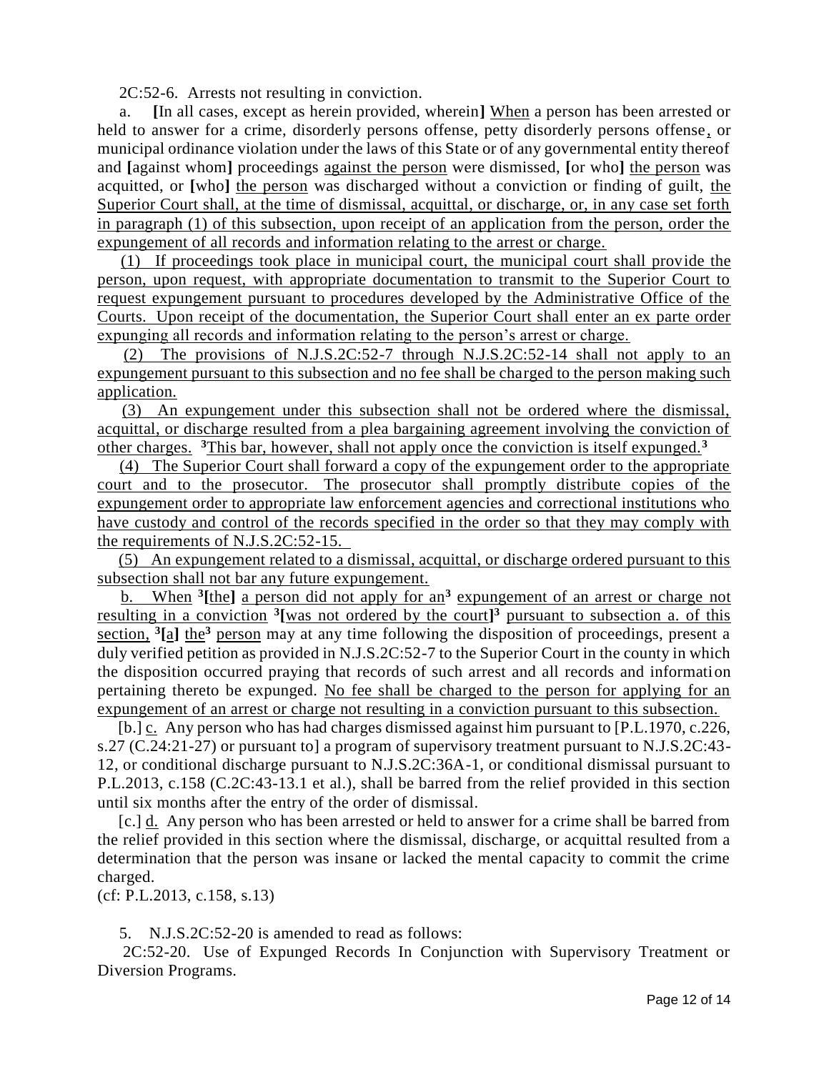2C:52-6. Arrests not resulting in conviction.

a. [In all cases, except as herein provided, wherein] When a person has been arrested or held to answer for a crime, disorderly persons offense, petty disorderly persons offense, or municipal ordinance violation under the laws of this State or of any governmental entity thereof and [against whom] proceedings against the person were dismissed, [or who] the person was acquitted, or [who] the person was discharged without a conviction or finding of guilt, the Superior Court shall, at the time of dismissal, acquittal, or discharge, or, in any case set forth in paragraph (1) of this subsection, upon receipt of an application from the person, order the expungement of all records and information relating to the arrest or charge.

(1) If proceedings took place in municipal court, the municipal court shall provide the person, upon request, with appropriate documentation to transmit to the Superior Court to request expungement pursuant to procedures developed by the Administrative Office of the Courts. Upon receipt of the documentation, the Superior Court shall enter an ex parte order expunging all records and information relating to the person's arrest or charge.

(2) The provisions of N.J.S.2C:52-7 through N.J.S.2C:52-14 shall not apply to an expungement pursuant to this subsection and no fee shall be charged to the person making such application.

(3) An expungement under this subsection shall not be ordered where the dismissal, acquittal, or discharge resulted from a plea bargaining agreement involving the conviction of other charges. [3]This bar, however, shall not apply once the conviction is itself expunged.[3]

(4) The Superior Court shall forward a copy of the expungement order to the appropriate court and to the prosecutor. The prosecutor shall promptly distribute copies of the expungement order to appropriate law enforcement agencies and correctional institutions who have custody and control of the records specified in the order so that they may comply with the requirements of N.J.S.2C:52-15.

(5) An expungement related to a dismissal, acquittal, or discharge ordered pursuant to this subsection shall not bar any future expungement.

b. When [3][the] a person did not apply for an[3] expungement of an arrest or charge not resulting in a conviction [3][was not ordered by the court][3] pursuant to subsection a. of this section, [3][a] the[3] person may at any time following the disposition of proceedings, present a duly verified petition as provided in N.J.S.2C:52-7 to the Superior Court in the county in which the disposition occurred praying that records of such arrest and all records and information pertaining thereto be expunged. No fee shall be charged to the person for applying for an expungement of an arrest or charge not resulting in a conviction pursuant to this subsection.

[b.] c. Any person who has had charges dismissed against him pursuant to [P.L.1970, c.226, s.27 (C.24:21-27) or pursuant to] a program of supervisory treatment pursuant to N.J.S.2C:43-12, or conditional discharge pursuant to N.J.S.2C:36A-1, or conditional dismissal pursuant to P.L.2013, c.158 (C.2C:43-13.1 et al.), shall be barred from the relief provided in this section until six months after the entry of the order of dismissal.

[c.] d. Any person who has been arrested or held to answer for a crime shall be barred from the relief provided in this section where the dismissal, discharge, or acquittal resulted from a determination that the person was insane or lacked the mental capacity to commit the crime charged.

(cf: P.L.2013, c.158, s.13)

5. N.J.S.2C:52-20 is amended to read as follows:

2C:52-20. Use of Expunged Records In Conjunction with Supervisory Treatment or Diversion Programs.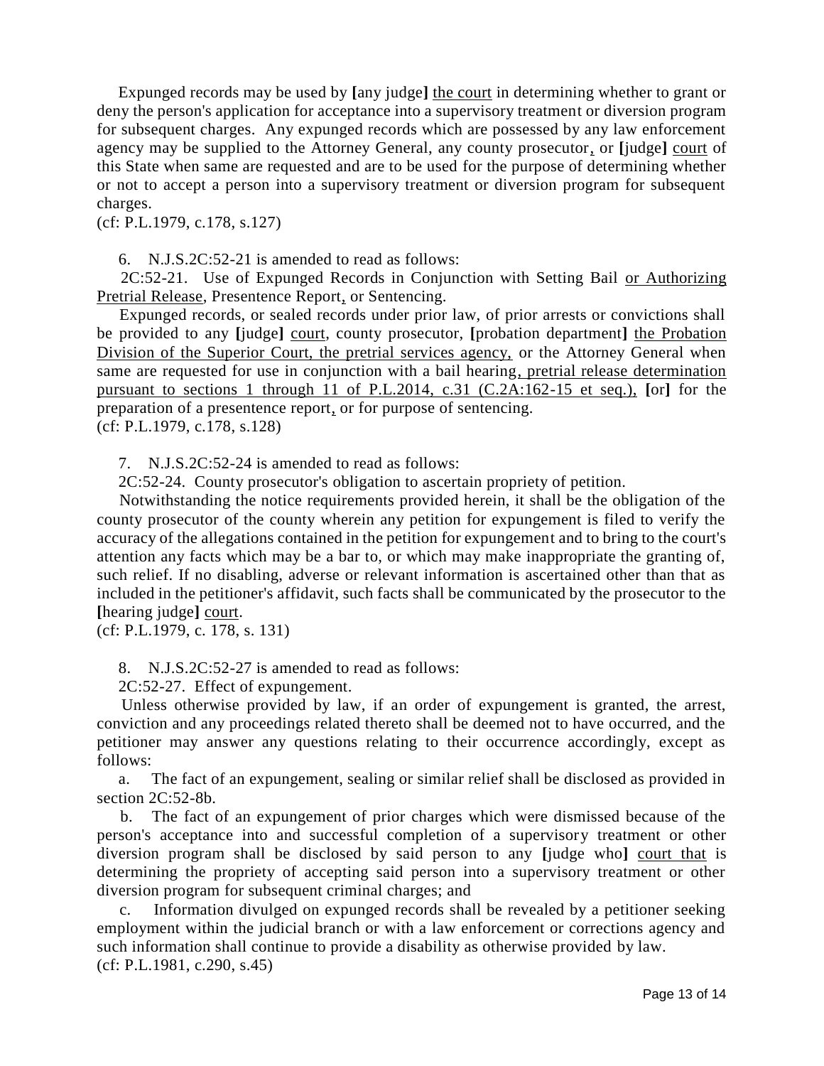Expunged records may be used by **[**any judge**]** <u>the court</u> in determining whether to grant or deny the person's application for acceptance into a supervisory treatment or diversion program for subsequent charges. Any expunged records which are possessed by any law enforcement agency may be supplied to the Attorney General, any county prosecutor<u>,</u> or **[**judge**]** <u>court</u> of this State when same are requested and are to be used for the purpose of determining whether or not to accept a person into a supervisory treatment or diversion program for subsequent charges.
(cf: P.L.1979, c.178, s.127)

6. N.J.S.2C:52-21 is amended to read as follows:

2C:52-21. Use of Expunged Records in Conjunction with Setting Bail <u>or Authorizing Pretrial Release</u>, Presentence Report<u>,</u> or Sentencing.

Expunged records, or sealed records under prior law, of prior arrests or convictions shall be provided to any **[**judge**]** <u>court</u>, county prosecutor, **[**probation department**]** <u>the Probation Division of the Superior Court, the pretrial services agency,</u> or the Attorney General when same are requested for use in conjunction with a bail hearing<u>, pretrial release determination pursuant to sections 1 through 11 of P.L.2014, c.31 (C.2A:162-15 et seq.),</u> **[**or**]** for the preparation of a presentence report<u>,</u> or for purpose of sentencing.
(cf: P.L.1979, c.178, s.128)

7. N.J.S.2C:52-24 is amended to read as follows:

2C:52-24. County prosecutor's obligation to ascertain propriety of petition.

Notwithstanding the notice requirements provided herein, it shall be the obligation of the county prosecutor of the county wherein any petition for expungement is filed to verify the accuracy of the allegations contained in the petition for expungement and to bring to the court's attention any facts which may be a bar to, or which may make inappropriate the granting of, such relief. If no disabling, adverse or relevant information is ascertained other than that as included in the petitioner's affidavit, such facts shall be communicated by the prosecutor to the **[**hearing judge**]** <u>court</u>.
(cf: P.L.1979, c. 178, s. 131)

8. N.J.S.2C:52-27 is amended to read as follows:

2C:52-27. Effect of expungement.

Unless otherwise provided by law, if an order of expungement is granted, the arrest, conviction and any proceedings related thereto shall be deemed not to have occurred, and the petitioner may answer any questions relating to their occurrence accordingly, except as follows:

a. The fact of an expungement, sealing or similar relief shall be disclosed as provided in section 2C:52-8b.

b. The fact of an expungement of prior charges which were dismissed because of the person's acceptance into and successful completion of a supervisory treatment or other diversion program shall be disclosed by said person to any **[**judge who**]** <u>court that</u> is determining the propriety of accepting said person into a supervisory treatment or other diversion program for subsequent criminal charges; and

c. Information divulged on expunged records shall be revealed by a petitioner seeking employment within the judicial branch or with a law enforcement or corrections agency and such information shall continue to provide a disability as otherwise provided by law.
(cf: P.L.1981, c.290, s.45)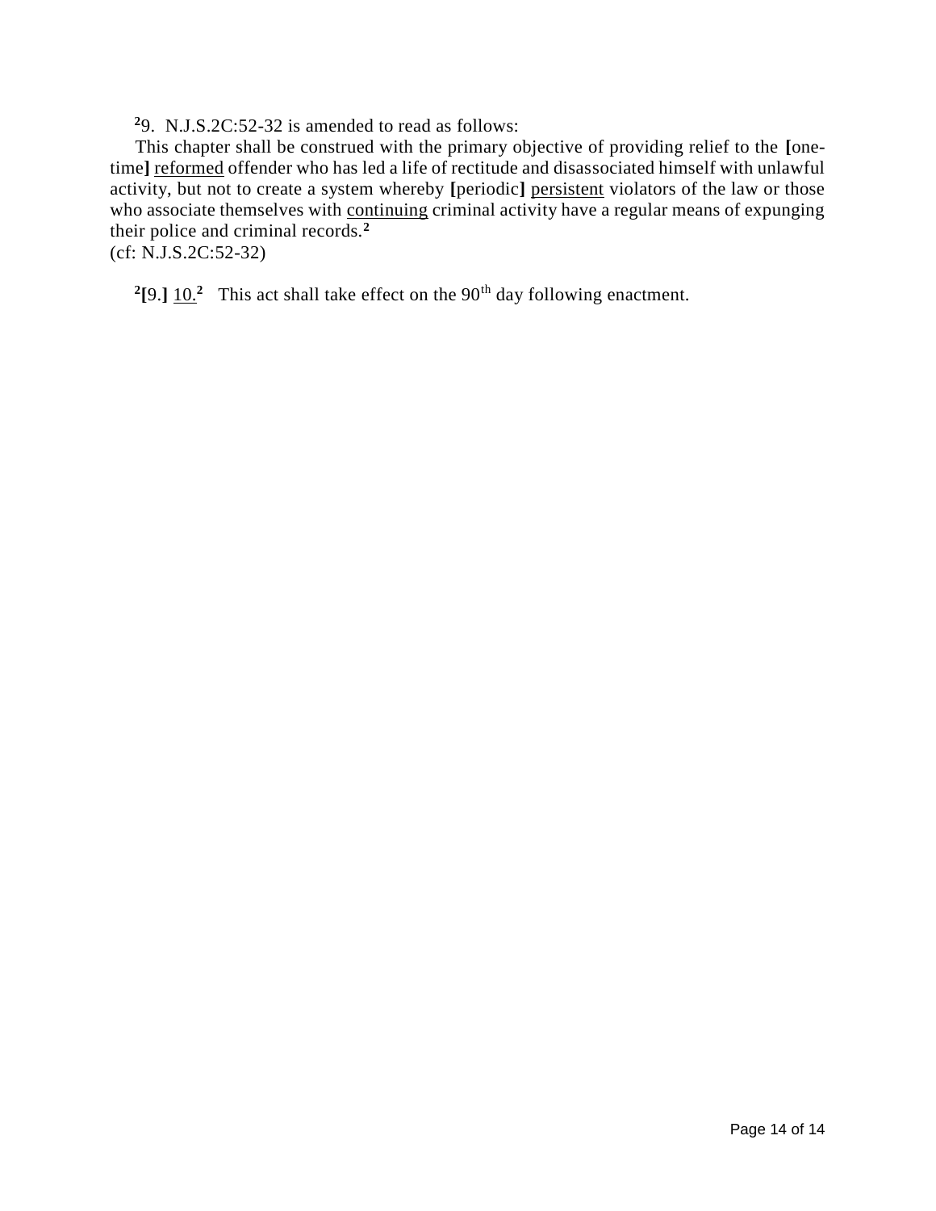[2]9. N.J.S.2C:52-32 is amended to read as follows:

This chapter shall be construed with the primary objective of providing relief to the **[**one-time**]** <u>reformed</u> offender who has led a life of rectitude and disassociated himself with unlawful activity, but not to create a system whereby **[**periodic**]** <u>persistent</u> violators of the law or those who associate themselves with <u>continuing</u> criminal activity have a regular means of expunging their police and criminal records.[2]

(cf: N.J.S.2C:52-32)

[2]**[**9.**]** <u>10.</u>[2] This act shall take effect on the 90th day following enactment.